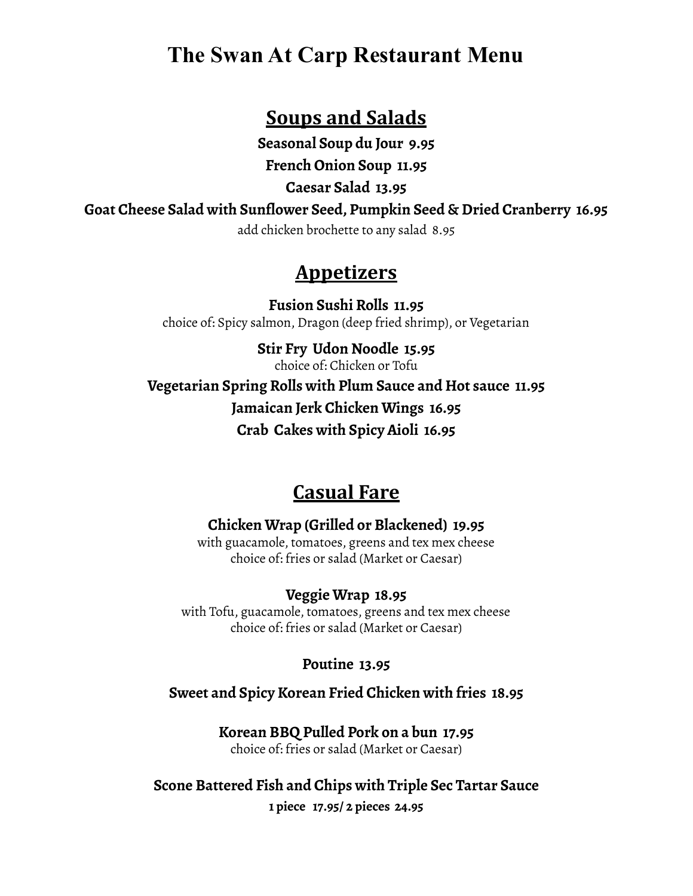# The Swan At Carp Restaurant Menu

## Soups and Salads

**Seasonal Soup du Jour 9.95**

**French Onion Soup 11.95**

**Caesar Salad 13.95**

**Goat Cheese Salad with Sunflower Seed, Pumpkin Seed & Dried Cranberry 16.95**

add chicken brochette to any salad 8.95

## Appetizers

**Fusion Sushi Rolls 11.95**

choice of: Spicy salmon, Dragon (deep fried shrimp), or Vegetarian

**Stir Fry Udon Noodle 15.95**

choice of: Chicken or Tofu

**Vegetarian Spring Rolls with Plum Sauce and Hot sauce 11.95**

**Jamaican Jerk Chicken Wings 16.95**

**Crab Cakes with Spicy Aioli 16.95**

## Casual Fare

**Chicken Wrap (Grilled or Blackened) 19.95**

with guacamole, tomatoes, greens and tex mex cheese
choice of: fries or salad (Market or Caesar)

**Veggie Wrap 18.95**

with Tofu, guacamole, tomatoes, greens and tex mex cheese
choice of: fries or salad (Market or Caesar)

**Poutine 13.95**

**Sweet and Spicy Korean Fried Chicken with fries 18.95**

**Korean BBQ Pulled Pork on a bun 17.95**

choice of: fries or salad (Market or Caesar)

**Scone Battered Fish and Chips with Triple Sec Tartar Sauce**

**1 piece 17.95/ 2 pieces 24.95**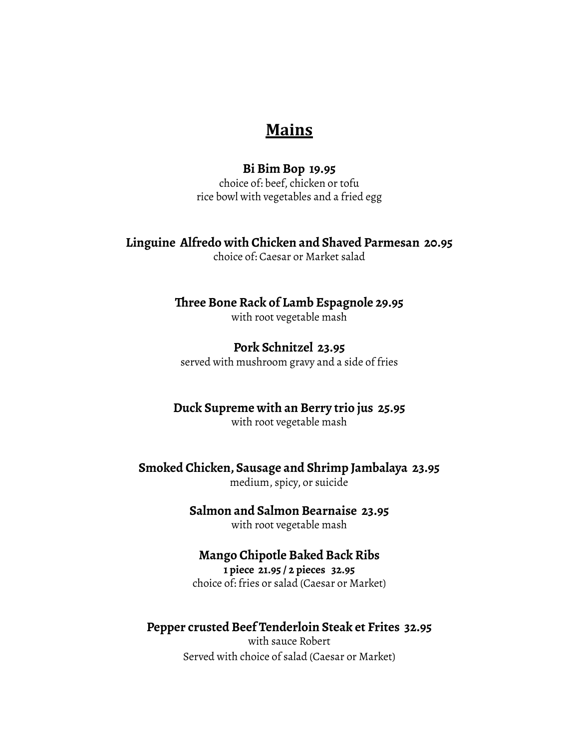# Mains

**Bi Bim Bop  19.95**
choice of: beef, chicken or tofu
rice bowl with vegetables and a fried egg

**Linguine  Alfredo with Chicken and Shaved Parmesan  20.95**
choice of: Caesar or Market salad

**Three Bone Rack of Lamb Espagnole 29.95**
with root vegetable mash

**Pork Schnitzel  23.95**
served with mushroom gravy and a side of fries

**Duck Supreme with an Berry trio jus  25.95**
with root vegetable mash

**Smoked Chicken, Sausage and Shrimp Jambalaya  23.95**
medium, spicy, or suicide

**Salmon and Salmon Bearnaise  23.95**
with root vegetable mash

**Mango Chipotle Baked Back Ribs**
**1 piece  21.95 / 2 pieces  32.95**
choice of: fries or salad (Caesar or Market)

**Pepper crusted Beef Tenderloin Steak et Frites  32.95**
with sauce Robert
Served with choice of salad (Caesar or Market)